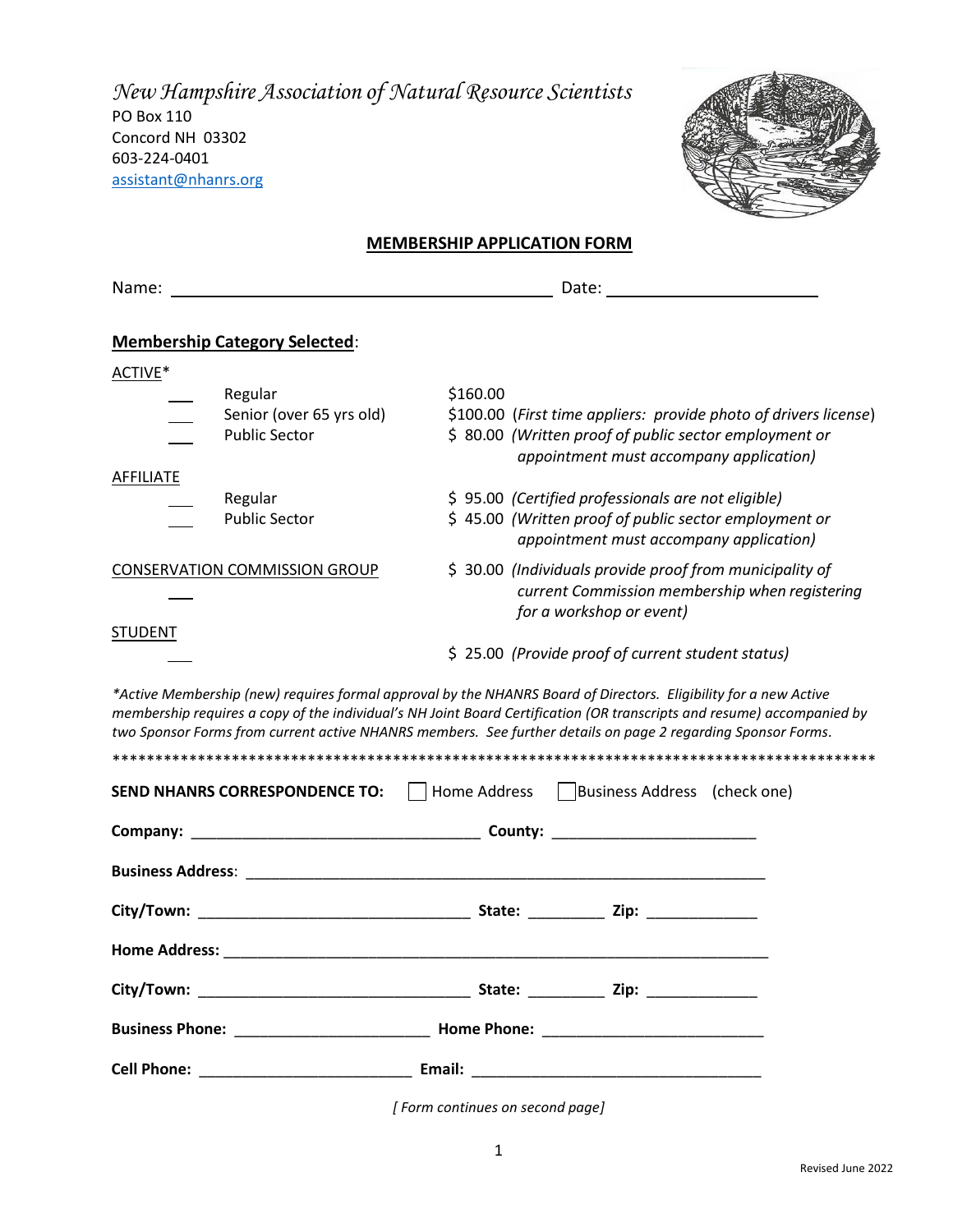*New Hampshire Association of Natural Resource Scientists*
PO Box 110
Concord NH 03302
603-224-0401
assistant@nhanrs.org

## MEMBERSHIP APPLICATION FORM

Name: ______________________________ Date: ________________

**Membership Category Selected**:

ACTIVE*

| | Category | Fee |
|---|---|---|
| ___ | Regular | $160.00 |
| ___ | Senior (over 65 yrs old) | $100.00 (*First time appliers: provide photo of drivers license*) |
| ___ | Public Sector | $ 80.00 (*Written proof of public sector employment or appointment must accompany application)* |

AFFILIATE

| | Category | Fee |
|---|---|---|
| ___ | Regular | $ 95.00 *(Certified professionals are not eligible)* |
| ___ | Public Sector | $ 45.00 *(Written proof of public sector employment or appointment must accompany application)* |

CONSERVATION COMMISSION GROUP

___ $ 30.00 *(Individuals provide proof from municipality of current Commission membership when registering for a workshop or event)*

STUDENT

___ $ 25.00 *(Provide proof of current student status)*

*\*Active Membership (new) requires formal approval by the NHANRS Board of Directors. Eligibility for a new Active membership requires a copy of the individual's NH Joint Board Certification (OR transcripts and resume) accompanied by two Sponsor Forms from current active NHANRS members. See further details on page 2 regarding Sponsor Forms.*

***********************************************************************************************

**SEND NHANRS CORRESPONDENCE TO:** ☐ Home Address ☐ Business Address (check one)

**Company:** ______________________________ **County:** ______________________

**Business Address**: ________________________________________________________

**City/Town:** ____________________________ **State:** ________ **Zip:** ____________

**Home Address:** ___________________________________________________________

**City/Town:** ____________________________ **State:** ________ **Zip:** ____________

**Business Phone:** _____________________ **Home Phone:** _______________________

**Cell Phone:** _______________________ **Email:** ________________________________

*[ Form continues on second page]*

Revised June 2022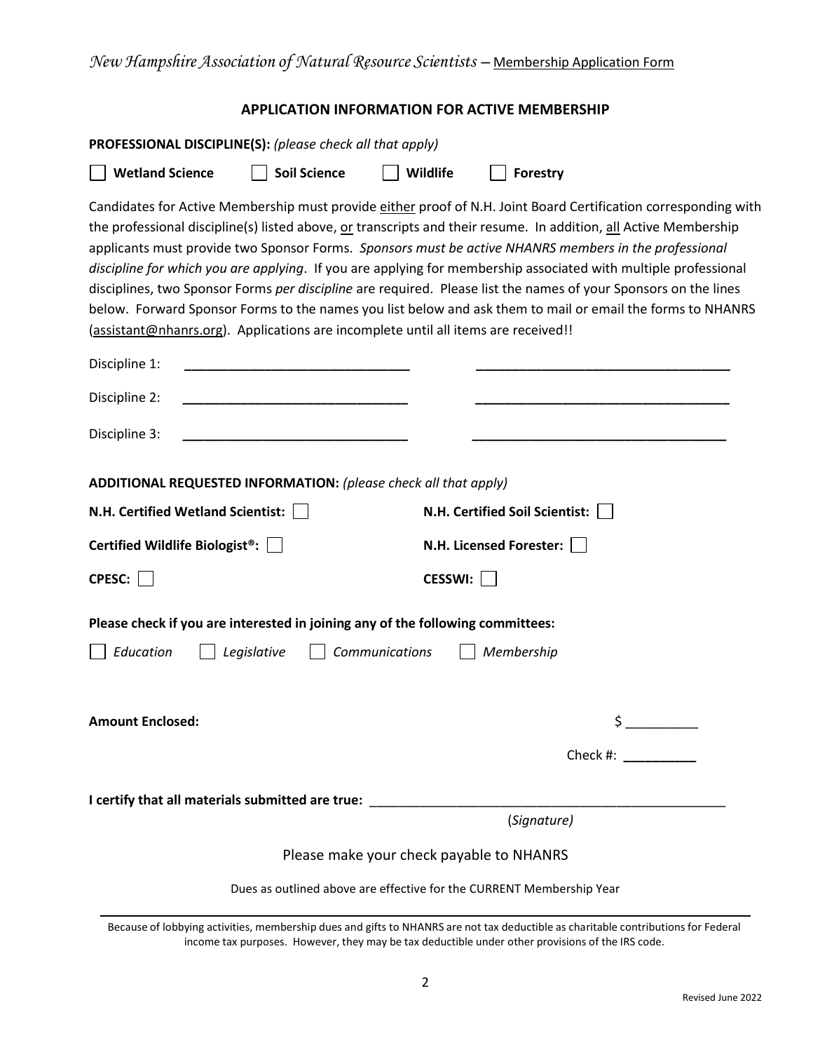*New Hampshire Association of Natural Resource Scientists* – Membership Application Form

## APPLICATION INFORMATION FOR ACTIVE MEMBERSHIP

**PROFESSIONAL DISCIPLINE(S):** *(please check all that apply)*

☐ **Wetland Science** ☐ **Soil Science** ☐ **Wildlife** ☐ **Forestry**

Candidates for Active Membership must provide either proof of N.H. Joint Board Certification corresponding with the professional discipline(s) listed above, or transcripts and their resume. In addition, all Active Membership applicants must provide two Sponsor Forms. *Sponsors must be active NHANRS members in the professional discipline for which you are applying*. If you are applying for membership associated with multiple professional disciplines, two Sponsor Forms *per discipline* are required. Please list the names of your Sponsors on the lines below. Forward Sponsor Forms to the names you list below and ask them to mail or email the forms to NHANRS (assistant@nhanrs.org). Applications are incomplete until all items are received!!

Discipline 1: ______________________________ ______________________________

Discipline 2: ______________________________ ______________________________

Discipline 3: ______________________________ ______________________________

**ADDITIONAL REQUESTED INFORMATION:** *(please check all that apply)*

**N.H. Certified Wetland Scientist:** ☐ **N.H. Certified Soil Scientist:** ☐

**Certified Wildlife Biologist®:** ☐ **N.H. Licensed Forester:** ☐

**CPESC:** ☐ **CESSWI:** ☐

**Please check if you are interested in joining any of the following committees:**

☐ *Education* ☐ *Legislative* ☐ *Communications* ☐ *Membership*

**Amount Enclosed:** $ __________

Check #: __________

**I certify that all materials submitted are true:** ______________________________

(*Signature)*

Please make your check payable to NHANRS

Dues as outlined above are effective for the CURRENT Membership Year

---

Because of lobbying activities, membership dues and gifts to NHANRS are not tax deductible as charitable contributions for Federal income tax purposes. However, they may be tax deductible under other provisions of the IRS code.

Revised June 2022